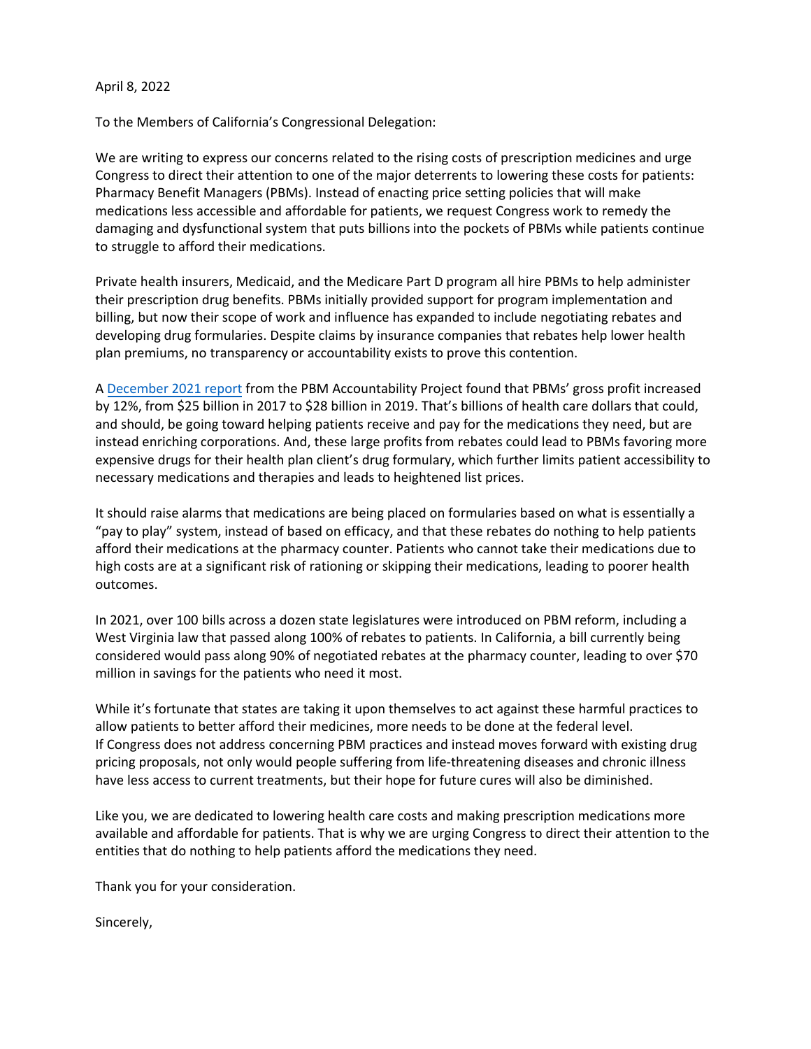April 8, 2022

To the Members of California's Congressional Delegation:

We are writing to express our concerns related to the rising costs of prescription medicines and urge Congress to direct their attention to one of the major deterrents to lowering these costs for patients: Pharmacy Benefit Managers (PBMs). Instead of enacting price setting policies that will make medications less accessible and affordable for patients, we request Congress work to remedy the damaging and dysfunctional system that puts billions into the pockets of PBMs while patients continue to struggle to afford their medications.

Private health insurers, Medicaid, and the Medicare Part D program all hire PBMs to help administer their prescription drug benefits. PBMs initially provided support for program implementation and billing, but now their scope of work and influence has expanded to include negotiating rebates and developing drug formularies. Despite claims by insurance companies that rebates help lower health plan premiums, no transparency or accountability exists to prove this contention.

A December 2021 report from the PBM Accountability Project found that PBMs' gross profit increased by 12%, from $25 billion in 2017 to $28 billion in 2019. That's billions of health care dollars that could, and should, be going toward helping patients receive and pay for the medications they need, but are instead enriching corporations. And, these large profits from rebates could lead to PBMs favoring more expensive drugs for their health plan client's drug formulary, which further limits patient accessibility to necessary medications and therapies and leads to heightened list prices.

It should raise alarms that medications are being placed on formularies based on what is essentially a "pay to play" system, instead of based on efficacy, and that these rebates do nothing to help patients afford their medications at the pharmacy counter. Patients who cannot take their medications due to high costs are at a significant risk of rationing or skipping their medications, leading to poorer health outcomes.

In 2021, over 100 bills across a dozen state legislatures were introduced on PBM reform, including a West Virginia law that passed along 100% of rebates to patients. In California, a bill currently being considered would pass along 90% of negotiated rebates at the pharmacy counter, leading to over $70 million in savings for the patients who need it most.

While it's fortunate that states are taking it upon themselves to act against these harmful practices to allow patients to better afford their medicines, more needs to be done at the federal level. If Congress does not address concerning PBM practices and instead moves forward with existing drug pricing proposals, not only would people suffering from life-threatening diseases and chronic illness have less access to current treatments, but their hope for future cures will also be diminished.

Like you, we are dedicated to lowering health care costs and making prescription medications more available and affordable for patients. That is why we are urging Congress to direct their attention to the entities that do nothing to help patients afford the medications they need.

Thank you for your consideration.

Sincerely,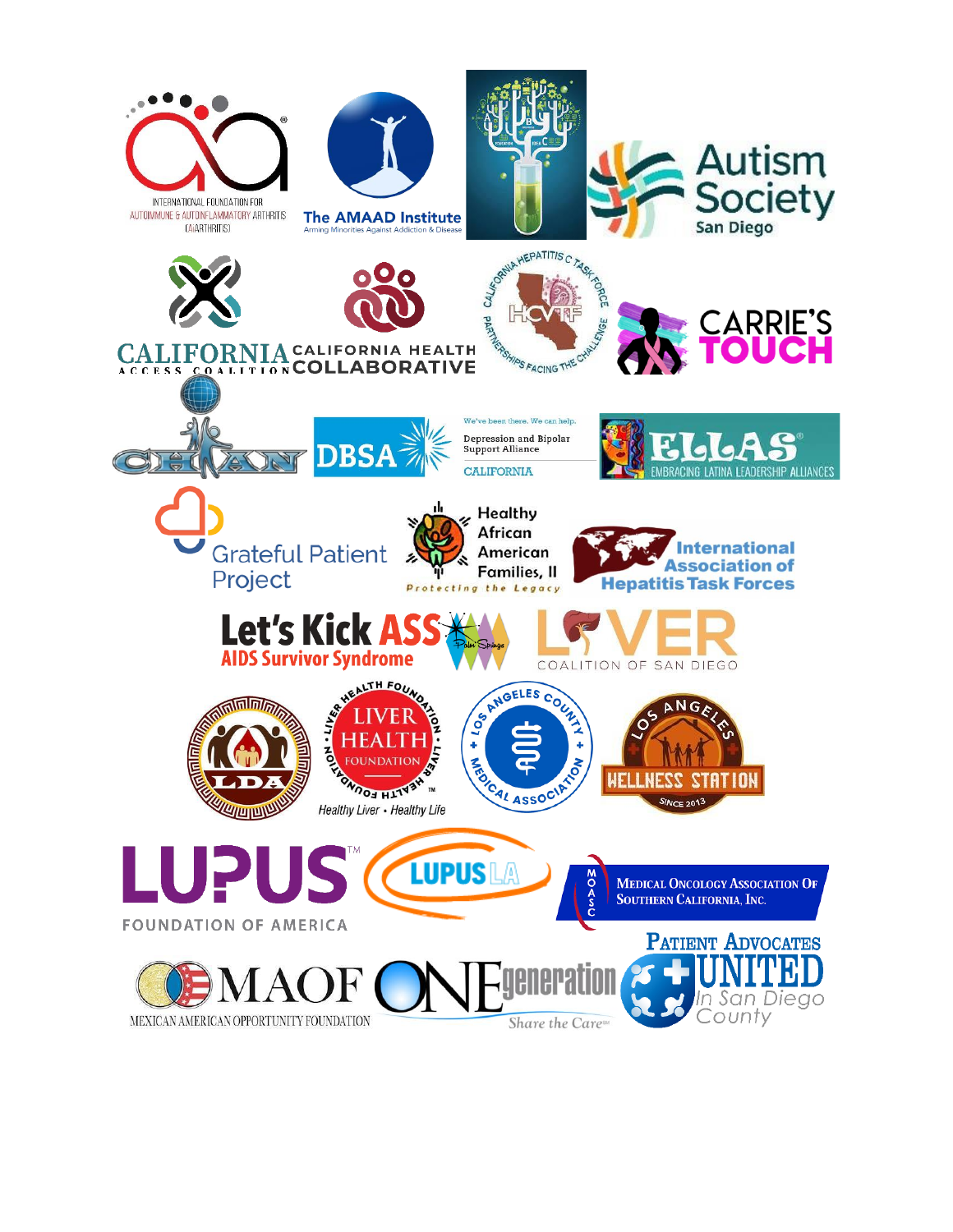INTERNATIONAL FOUNDATION FOR AUTOIMMUNE & AUTOINFLAMMATORY ARTHRITIS (AiARTHRITIS)

The AMAAD Institute
Arming Minorities Against Addiction & Disease

Autism Society San Diego

CALIFORNIA ACCESS COALITION

CALIFORNIA HEALTH COLLABORATIVE

CALIFORNIA HEPATITIS C TASK FORCE
HCVTF
PARTNERSHIPS FACING THE CHALLENGE

CARRIE'S TOUCH

CHAAN

DBSA

We've been there. We can help.
Depression and Bipolar Support Alliance
CALIFORNIA

ELLAS
EMBRACING LATINA LEADERSHIP ALLIANCES

Grateful Patient Project

Healthy African American Families, II
Protecting the Legacy

International Association of Hepatitis Task Forces

Let's Kick ASS
AIDS Survivor Syndrome
Palm Springs

LIVER COALITION OF SAN DIEGO

LDA

LIVER HEALTH FOUNDATION
Healthy Liver • Healthy Life

LOS ANGELES COUNTY MEDICAL ASSOCIATION

LOS ANGELES WELLNESS STATION
SINCE 2013

LUPUS FOUNDATION OF AMERICA

LUPUS LA

MOASC
MEDICAL ONCOLOGY ASSOCIATION OF SOUTHERN CALIFORNIA, INC.

MAOF
MEXICAN AMERICAN OPPORTUNITY FOUNDATION

ONEgeneration
Share the Care

PATIENT ADVOCATES UNITED
In San Diego County